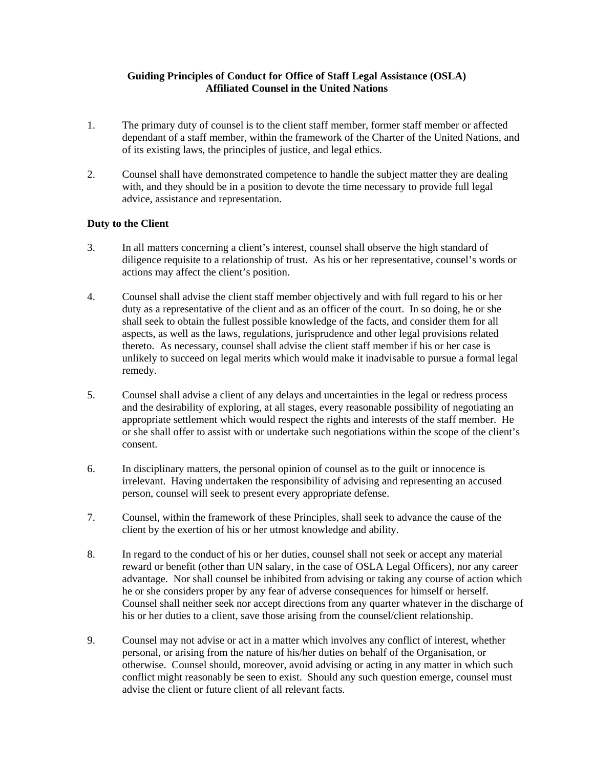# Guiding Principles of Conduct for Office of Staff Legal Assistance (OSLA) Affiliated Counsel in the United Nations

1. The primary duty of counsel is to the client staff member, former staff member or affected dependant of a staff member, within the framework of the Charter of the United Nations, and of its existing laws, the principles of justice, and legal ethics.

2. Counsel shall have demonstrated competence to handle the subject matter they are dealing with, and they should be in a position to devote the time necessary to provide full legal advice, assistance and representation.

## Duty to the Client

3. In all matters concerning a client's interest, counsel shall observe the high standard of diligence requisite to a relationship of trust. As his or her representative, counsel's words or actions may affect the client's position.

4. Counsel shall advise the client staff member objectively and with full regard to his or her duty as a representative of the client and as an officer of the court. In so doing, he or she shall seek to obtain the fullest possible knowledge of the facts, and consider them for all aspects, as well as the laws, regulations, jurisprudence and other legal provisions related thereto. As necessary, counsel shall advise the client staff member if his or her case is unlikely to succeed on legal merits which would make it inadvisable to pursue a formal legal remedy.

5. Counsel shall advise a client of any delays and uncertainties in the legal or redress process and the desirability of exploring, at all stages, every reasonable possibility of negotiating an appropriate settlement which would respect the rights and interests of the staff member. He or she shall offer to assist with or undertake such negotiations within the scope of the client's consent.

6. In disciplinary matters, the personal opinion of counsel as to the guilt or innocence is irrelevant. Having undertaken the responsibility of advising and representing an accused person, counsel will seek to present every appropriate defense.

7. Counsel, within the framework of these Principles, shall seek to advance the cause of the client by the exertion of his or her utmost knowledge and ability.

8. In regard to the conduct of his or her duties, counsel shall not seek or accept any material reward or benefit (other than UN salary, in the case of OSLA Legal Officers), nor any career advantage. Nor shall counsel be inhibited from advising or taking any course of action which he or she considers proper by any fear of adverse consequences for himself or herself. Counsel shall neither seek nor accept directions from any quarter whatever in the discharge of his or her duties to a client, save those arising from the counsel/client relationship.

9. Counsel may not advise or act in a matter which involves any conflict of interest, whether personal, or arising from the nature of his/her duties on behalf of the Organisation, or otherwise. Counsel should, moreover, avoid advising or acting in any matter in which such conflict might reasonably be seen to exist. Should any such question emerge, counsel must advise the client or future client of all relevant facts.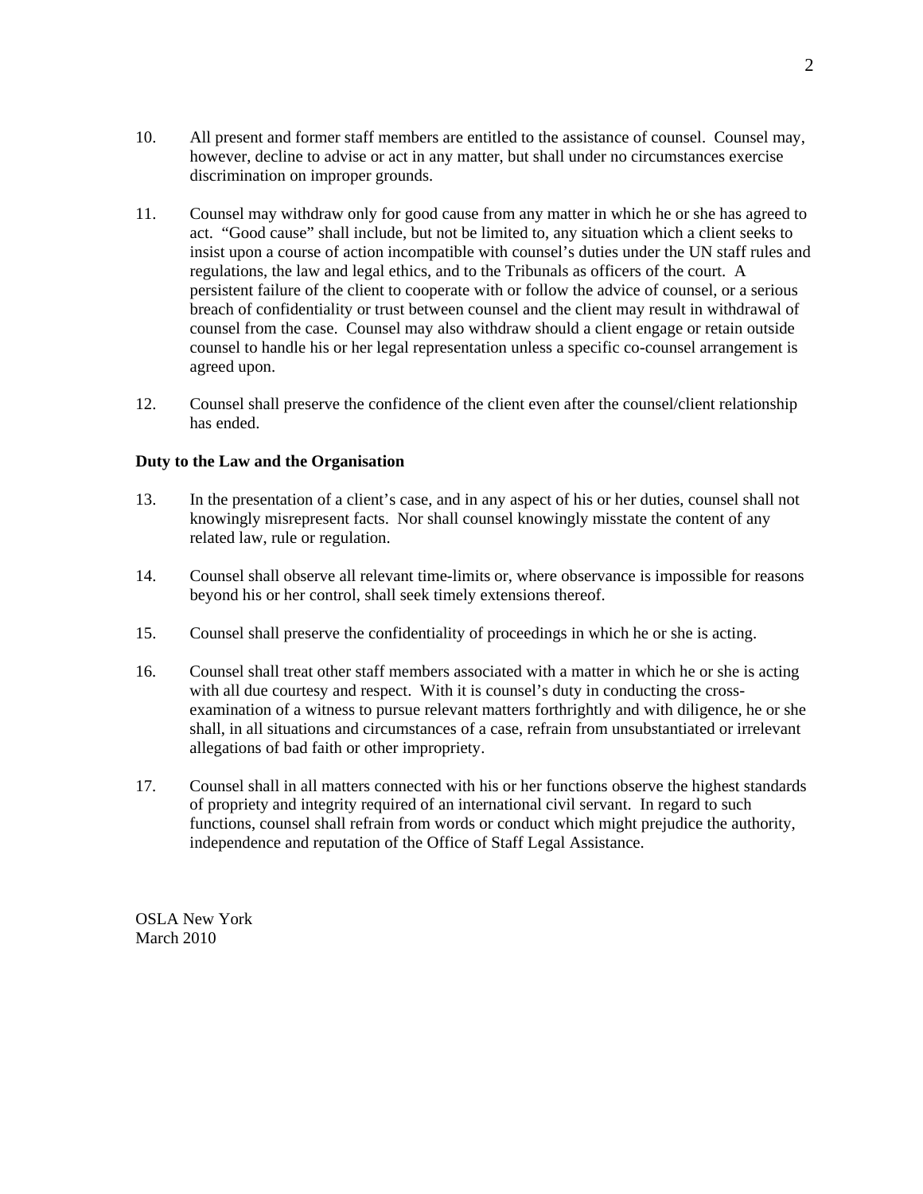10. All present and former staff members are entitled to the assistance of counsel. Counsel may, however, decline to advise or act in any matter, but shall under no circumstances exercise discrimination on improper grounds.

11. Counsel may withdraw only for good cause from any matter in which he or she has agreed to act. "Good cause" shall include, but not be limited to, any situation which a client seeks to insist upon a course of action incompatible with counsel's duties under the UN staff rules and regulations, the law and legal ethics, and to the Tribunals as officers of the court. A persistent failure of the client to cooperate with or follow the advice of counsel, or a serious breach of confidentiality or trust between counsel and the client may result in withdrawal of counsel from the case. Counsel may also withdraw should a client engage or retain outside counsel to handle his or her legal representation unless a specific co-counsel arrangement is agreed upon.

12. Counsel shall preserve the confidence of the client even after the counsel/client relationship has ended.

**Duty to the Law and the Organisation**

13. In the presentation of a client's case, and in any aspect of his or her duties, counsel shall not knowingly misrepresent facts. Nor shall counsel knowingly misstate the content of any related law, rule or regulation.

14. Counsel shall observe all relevant time-limits or, where observance is impossible for reasons beyond his or her control, shall seek timely extensions thereof.

15. Counsel shall preserve the confidentiality of proceedings in which he or she is acting.

16. Counsel shall treat other staff members associated with a matter in which he or she is acting with all due courtesy and respect. With it is counsel's duty in conducting the cross-examination of a witness to pursue relevant matters forthrightly and with diligence, he or she shall, in all situations and circumstances of a case, refrain from unsubstantiated or irrelevant allegations of bad faith or other impropriety.

17. Counsel shall in all matters connected with his or her functions observe the highest standards of propriety and integrity required of an international civil servant. In regard to such functions, counsel shall refrain from words or conduct which might prejudice the authority, independence and reputation of the Office of Staff Legal Assistance.

OSLA New York
March 2010